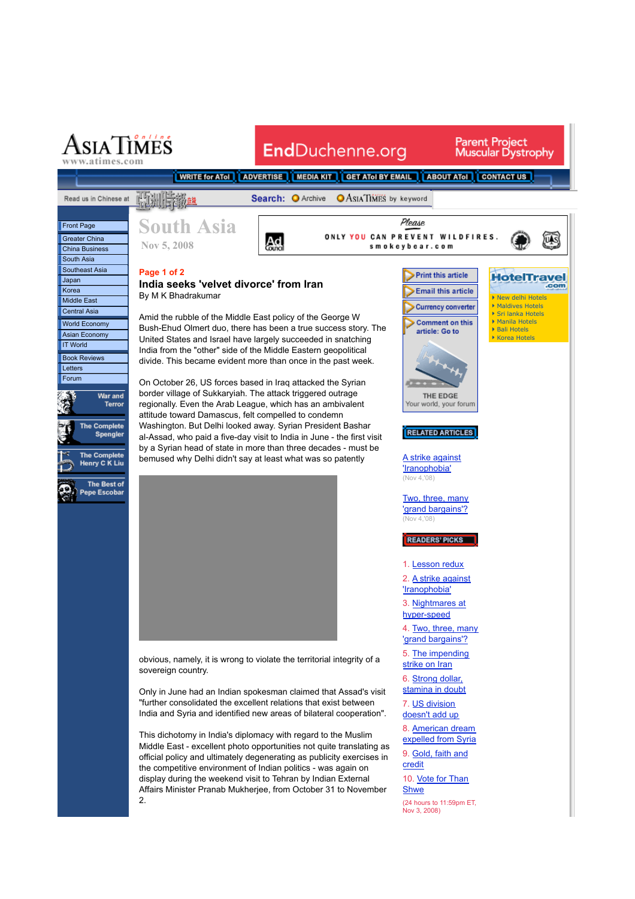# South Asia

Nov 5, 2008

Page 1 of 2

## India seeks 'velvet divorce' from Iran

By M K Bhadrakumar

Amid the rubble of the Middle East policy of the George W Bush-Ehud Olmert duo, there has been a true success story. The United States and Israel have largely succeeded in snatching India from the "other" side of the Middle Eastern geopolitical divide. This became evident more than once in the past week.

On October 26, US forces based in Iraq attacked the Syrian border village of Sukkaryiah. The attack triggered outrage regionally. Even the Arab League, which has an ambivalent attitude toward Damascus, felt compelled to condemn Washington. But Delhi looked away. Syrian President Bashar al-Assad, who paid a five-day visit to India in June - the first visit by a Syrian head of state in more than three decades - must be bemused why Delhi didn't say at least what was so patently obvious, namely, it is wrong to violate the territorial integrity of a sovereign country.

Only in June had an Indian spokesman claimed that Assad's visit "further consolidated the excellent relations that exist between India and Syria and identified new areas of bilateral cooperation".

This dichotomy in India's diplomacy with regard to the Muslim Middle East - excellent photo opportunities not quite translating as official policy and ultimately degenerating as publicity exercises in the competitive environment of Indian politics - was again on display during the weekend visit to Tehran by Indian External Affairs Minister Pranab Mukherjee, from October 31 to November 2.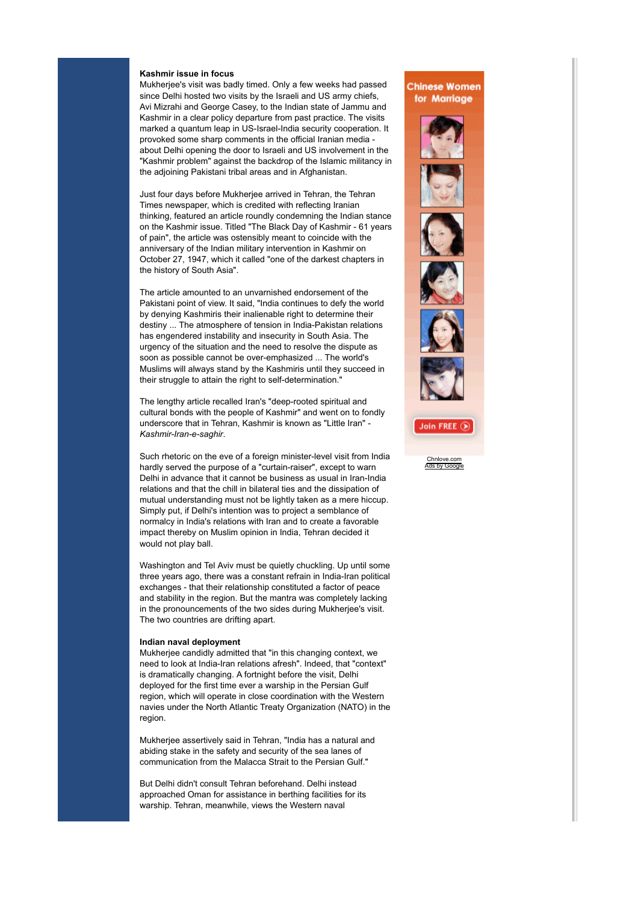### Kashmir issue in focus

Mukherjee's visit was badly timed. Only a few weeks had passed since Delhi hosted two visits by the Israeli and US army chiefs, Avi Mizrahi and George Casey, to the Indian state of Jammu and Kashmir in a clear policy departure from past practice. The visits marked a quantum leap in US-Israel-India security cooperation. It provoked some sharp comments in the official Iranian media - about Delhi opening the door to Israeli and US involvement in the "Kashmir problem" against the backdrop of the Islamic militancy in the adjoining Pakistani tribal areas and in Afghanistan.

Just four days before Mukherjee arrived in Tehran, the Tehran Times newspaper, which is credited with reflecting Iranian thinking, featured an article roundly condemning the Indian stance on the Kashmir issue. Titled "The Black Day of Kashmir - 61 years of pain", the article was ostensibly meant to coincide with the anniversary of the Indian military intervention in Kashmir on October 27, 1947, which it called "one of the darkest chapters in the history of South Asia".

The article amounted to an unvarnished endorsement of the Pakistani point of view. It said, "India continues to defy the world by denying Kashmiris their inalienable right to determine their destiny ... The atmosphere of tension in India-Pakistan relations has engendered instability and insecurity in South Asia. The urgency of the situation and the need to resolve the dispute as soon as possible cannot be over-emphasized ... The world's Muslims will always stand by the Kashmiris until they succeed in their struggle to attain the right to self-determination."

The lengthy article recalled Iran's "deep-rooted spiritual and cultural bonds with the people of Kashmir" and went on to fondly underscore that in Tehran, Kashmir is known as "Little Iran" - *Kashmir-Iran-e-saghir*.

Such rhetoric on the eve of a foreign minister-level visit from India hardly served the purpose of a "curtain-raiser", except to warn Delhi in advance that it cannot be business as usual in Iran-India relations and that the chill in bilateral ties and the dissipation of mutual understanding must not be lightly taken as a mere hiccup. Simply put, if Delhi's intention was to project a semblance of normalcy in India's relations with Iran and to create a favorable impact thereby on Muslim opinion in India, Tehran decided it would not play ball.

Washington and Tel Aviv must be quietly chuckling. Up until some three years ago, there was a constant refrain in India-Iran political exchanges - that their relationship constituted a factor of peace and stability in the region. But the mantra was completely lacking in the pronouncements of the two sides during Mukherjee's visit. The two countries are drifting apart.

### Indian naval deployment

Mukherjee candidly admitted that "in this changing context, we need to look at India-Iran relations afresh". Indeed, that "context" is dramatically changing. A fortnight before the visit, Delhi deployed for the first time ever a warship in the Persian Gulf region, which will operate in close coordination with the Western navies under the North Atlantic Treaty Organization (NATO) in the region.

Mukherjee assertively said in Tehran, "India has a natural and abiding stake in the safety and security of the sea lanes of communication from the Malacca Strait to the Persian Gulf."

But Delhi didn't consult Tehran beforehand. Delhi instead approached Oman for assistance in berthing facilities for its warship. Tehran, meanwhile, views the Western naval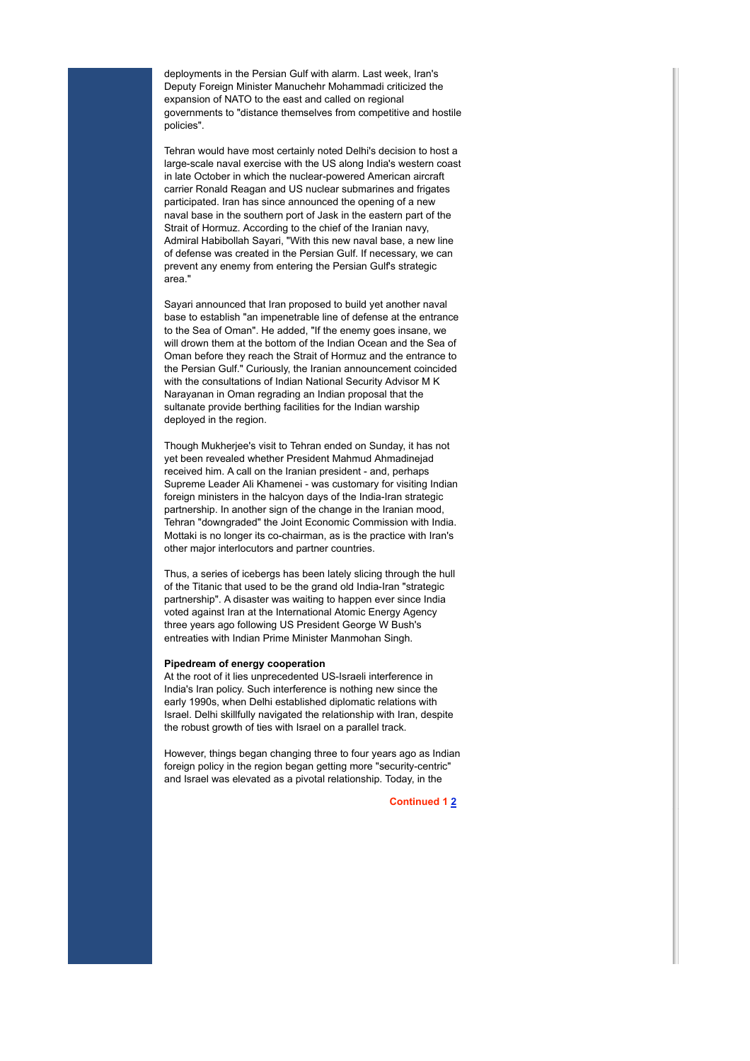deployments in the Persian Gulf with alarm. Last week, Iran's Deputy Foreign Minister Manuchehr Mohammadi criticized the expansion of NATO to the east and called on regional governments to "distance themselves from competitive and hostile policies".

Tehran would have most certainly noted Delhi's decision to host a large-scale naval exercise with the US along India's western coast in late October in which the nuclear-powered American aircraft carrier Ronald Reagan and US nuclear submarines and frigates participated. Iran has since announced the opening of a new naval base in the southern port of Jask in the eastern part of the Strait of Hormuz. According to the chief of the Iranian navy, Admiral Habibollah Sayari, "With this new naval base, a new line of defense was created in the Persian Gulf. If necessary, we can prevent any enemy from entering the Persian Gulf's strategic area."

Sayari announced that Iran proposed to build yet another naval base to establish "an impenetrable line of defense at the entrance to the Sea of Oman". He added, "If the enemy goes insane, we will drown them at the bottom of the Indian Ocean and the Sea of Oman before they reach the Strait of Hormuz and the entrance to the Persian Gulf." Curiously, the Iranian announcement coincided with the consultations of Indian National Security Advisor M K Narayanan in Oman regrading an Indian proposal that the sultanate provide berthing facilities for the Indian warship deployed in the region.

Though Mukherjee's visit to Tehran ended on Sunday, it has not yet been revealed whether President Mahmud Ahmadinejad received him. A call on the Iranian president - and, perhaps Supreme Leader Ali Khamenei - was customary for visiting Indian foreign ministers in the halcyon days of the India-Iran strategic partnership. In another sign of the change in the Iranian mood, Tehran "downgraded" the Joint Economic Commission with India. Mottaki is no longer its co-chairman, as is the practice with Iran's other major interlocutors and partner countries.

Thus, a series of icebergs has been lately slicing through the hull of the Titanic that used to be the grand old India-Iran "strategic partnership". A disaster was waiting to happen ever since India voted against Iran at the International Atomic Energy Agency three years ago following US President George W Bush's entreaties with Indian Prime Minister Manmohan Singh.

**Pipedream of energy cooperation**

At the root of it lies unprecedented US-Israeli interference in India's Iran policy. Such interference is nothing new since the early 1990s, when Delhi established diplomatic relations with Israel. Delhi skillfully navigated the relationship with Iran, despite the robust growth of ties with Israel on a parallel track.

However, things began changing three to four years ago as Indian foreign policy in the region began getting more "security-centric" and Israel was elevated as a pivotal relationship. Today, in the

**Continued 1 2**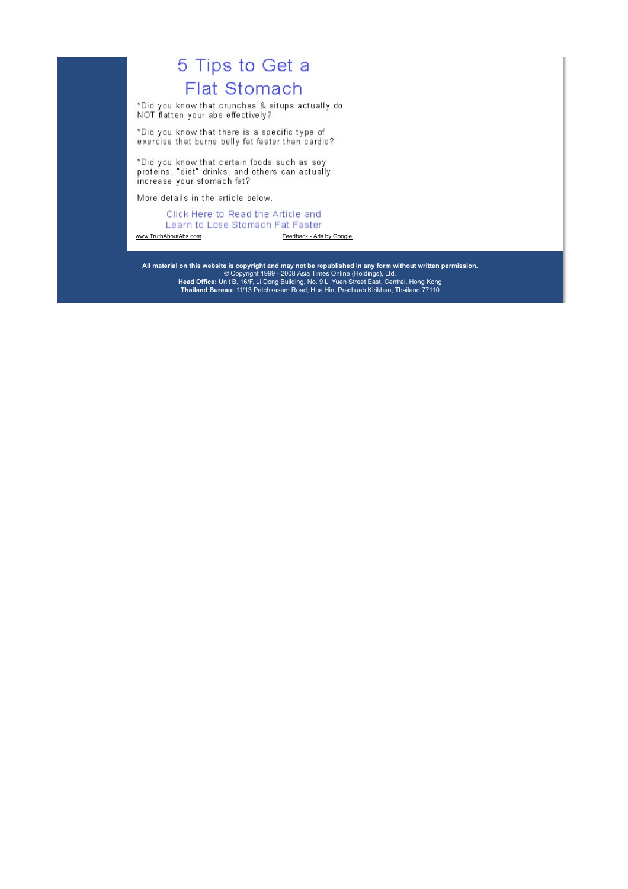## 5 Tips to Get a Flat Stomach

*Did you know that crunches & situps actually do NOT flatten your abs effectively?

*Did you know that there is a specific type of exercise that burns belly fat faster than cardio?

*Did you know that certain foods such as soy proteins, "diet" drinks, and others can actually increase your stomach fat?

More details in the article below.

Click Here to Read the Article and Learn to Lose Stomach Fat Faster

www.TruthAboutAbs.com

Feedback - Ads by Google

**All material on this website is copyright and may not be republished in any form without written permission.**

© Copyright 1999 - 2008 Asia Times Online (Holdings), Ltd.

**Head Office:** Unit B, 16/F, Li Dong Building, No. 9 Li Yuen Street East, Central, Hong Kong

**Thailand Bureau:** 11/13 Petchkasem Road, Hua Hin, Prachuab Kirikhan, Thailand 77110